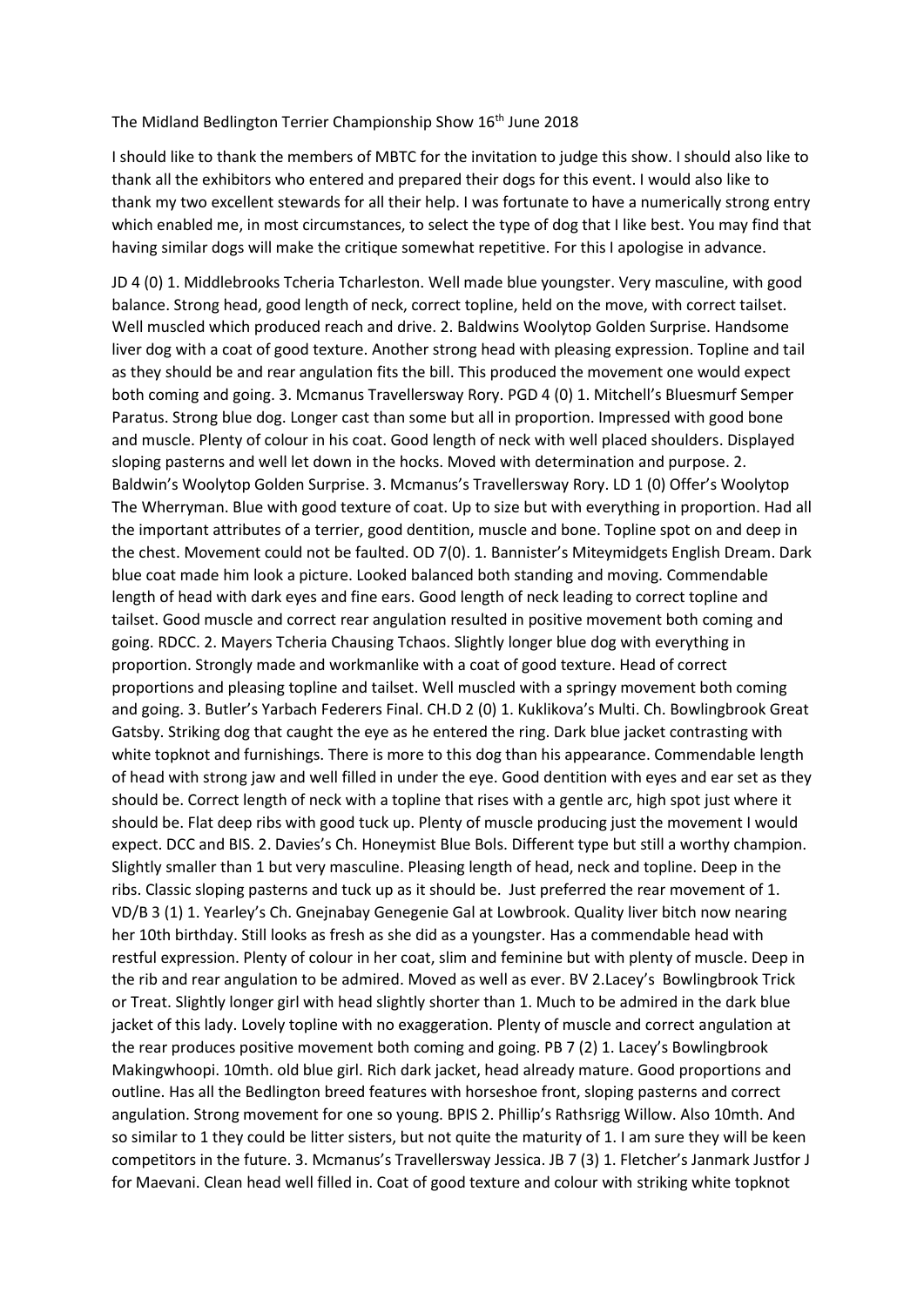The Midland Bedlington Terrier Championship Show 16th June 2018

I should like to thank the members of MBTC for the invitation to judge this show. I should also like to thank all the exhibitors who entered and prepared their dogs for this event. I would also like to thank my two excellent stewards for all their help. I was fortunate to have a numerically strong entry which enabled me, in most circumstances, to select the type of dog that I like best. You may find that having similar dogs will make the critique somewhat repetitive. For this I apologise in advance.

JD 4 (0) 1. Middlebrooks Tcheria Tcharleston. Well made blue youngster. Very masculine, with good balance. Strong head, good length of neck, correct topline, held on the move, with correct tailset. Well muscled which produced reach and drive. 2. Baldwins Woolytop Golden Surprise. Handsome liver dog with a coat of good texture. Another strong head with pleasing expression. Topline and tail as they should be and rear angulation fits the bill. This produced the movement one would expect both coming and going. 3. Mcmanus Travellersway Rory. PGD 4 (0) 1. Mitchell's Bluesmurf Semper Paratus. Strong blue dog. Longer cast than some but all in proportion. Impressed with good bone and muscle. Plenty of colour in his coat. Good length of neck with well placed shoulders. Displayed sloping pasterns and well let down in the hocks. Moved with determination and purpose. 2. Baldwin's Woolytop Golden Surprise. 3. Mcmanus's Travellersway Rory. LD 1 (0) Offer's Woolytop The Wherryman. Blue with good texture of coat. Up to size but with everything in proportion. Had all the important attributes of a terrier, good dentition, muscle and bone. Topline spot on and deep in the chest. Movement could not be faulted. OD 7(0). 1. Bannister's Miteymidgets English Dream. Dark blue coat made him look a picture. Looked balanced both standing and moving. Commendable length of head with dark eyes and fine ears. Good length of neck leading to correct topline and tailset. Good muscle and correct rear angulation resulted in positive movement both coming and going. RDCC. 2. Mayers Tcheria Chausing Tchaos. Slightly longer blue dog with everything in proportion. Strongly made and workmanlike with a coat of good texture. Head of correct proportions and pleasing topline and tailset. Well muscled with a springy movement both coming and going. 3. Butler's Yarbach Federers Final. CH.D 2 (0) 1. Kuklikova's Multi. Ch. Bowlingbrook Great Gatsby. Striking dog that caught the eye as he entered the ring. Dark blue jacket contrasting with white topknot and furnishings. There is more to this dog than his appearance. Commendable length of head with strong jaw and well filled in under the eye. Good dentition with eyes and ear set as they should be. Correct length of neck with a topline that rises with a gentle arc, high spot just where it should be. Flat deep ribs with good tuck up. Plenty of muscle producing just the movement I would expect. DCC and BIS. 2. Davies's Ch. Honeymist Blue Bols. Different type but still a worthy champion. Slightly smaller than 1 but very masculine. Pleasing length of head, neck and topline. Deep in the ribs. Classic sloping pasterns and tuck up as it should be. Just preferred the rear movement of 1. VD/B 3 (1) 1. Yearley's Ch. Gnejnabay Genegenie Gal at Lowbrook. Quality liver bitch now nearing her 10th birthday. Still looks as fresh as she did as a youngster. Has a commendable head with restful expression. Plenty of colour in her coat, slim and feminine but with plenty of muscle. Deep in the rib and rear angulation to be admired. Moved as well as ever. BV 2.Lacey's Bowlingbrook Trick or Treat. Slightly longer girl with head slightly shorter than 1. Much to be admired in the dark blue jacket of this lady. Lovely topline with no exaggeration. Plenty of muscle and correct angulation at the rear produces positive movement both coming and going. PB 7 (2) 1. Lacey's Bowlingbrook Makingwhoopi. 10mth. old blue girl. Rich dark jacket, head already mature. Good proportions and outline. Has all the Bedlington breed features with horseshoe front, sloping pasterns and correct angulation. Strong movement for one so young. BPIS 2. Phillip's Rathsrigg Willow. Also 10mth. And so similar to 1 they could be litter sisters, but not quite the maturity of 1. I am sure they will be keen competitors in the future. 3. Mcmanus's Travellersway Jessica. JB 7 (3) 1. Fletcher's Janmark Justfor J for Maevani. Clean head well filled in. Coat of good texture and colour with striking white topknot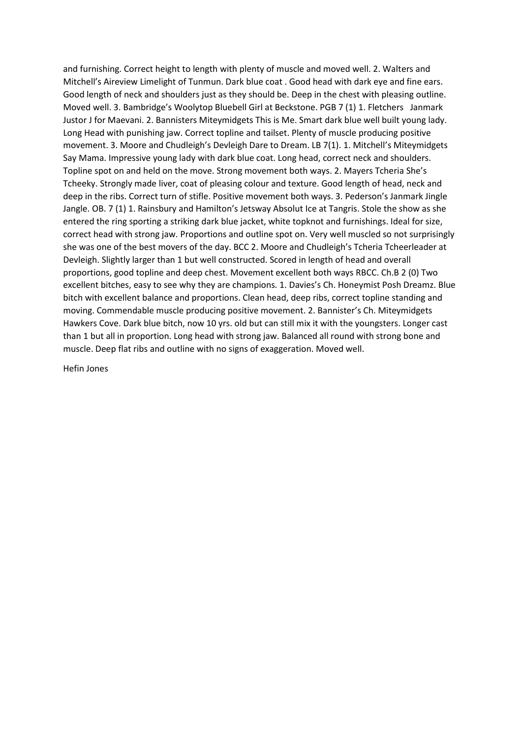and furnishing. Correct height to length with plenty of muscle and moved well. 2. Walters and Mitchell's Aireview Limelight of Tunmun. Dark blue coat . Good head with dark eye and fine ears. Good length of neck and shoulders just as they should be. Deep in the chest with pleasing outline. Moved well. 3. Bambridge's Woolytop Bluebell Girl at Beckstone. PGB 7 (1) 1. Fletchers Janmark Justor J for Maevani. 2. Bannisters Miteymidgets This is Me. Smart dark blue well built young lady. Long Head with punishing jaw. Correct topline and tailset. Plenty of muscle producing positive movement. 3. Moore and Chudleigh's Devleigh Dare to Dream. LB 7(1). 1. Mitchell's Miteymidgets Say Mama. Impressive young lady with dark blue coat. Long head, correct neck and shoulders. Topline spot on and held on the move. Strong movement both ways. 2. Mayers Tcheria She's Tcheeky. Strongly made liver, coat of pleasing colour and texture. Good length of head, neck and deep in the ribs. Correct turn of stifle. Positive movement both ways. 3. Pederson's Janmark Jingle Jangle. OB. 7 (1) 1. Rainsbury and Hamilton's Jetsway Absolut Ice at Tangris. Stole the show as she entered the ring sporting a striking dark blue jacket, white topknot and furnishings. Ideal for size, correct head with strong jaw. Proportions and outline spot on. Very well muscled so not surprisingly she was one of the best movers of the day. BCC 2. Moore and Chudleigh's Tcheria Tcheerleader at Devleigh. Slightly larger than 1 but well constructed. Scored in length of head and overall proportions, good topline and deep chest. Movement excellent both ways RBCC. Ch.B 2 (0) Two excellent bitches, easy to see why they are champions. 1. Davies's Ch. Honeymist Posh Dreamz. Blue bitch with excellent balance and proportions. Clean head, deep ribs, correct topline standing and moving. Commendable muscle producing positive movement. 2. Bannister's Ch. Miteymidgets Hawkers Cove. Dark blue bitch, now 10 yrs. old but can still mix it with the youngsters. Longer cast than 1 but all in proportion. Long head with strong jaw. Balanced all round with strong bone and muscle. Deep flat ribs and outline with no signs of exaggeration. Moved well.

Hefin Jones